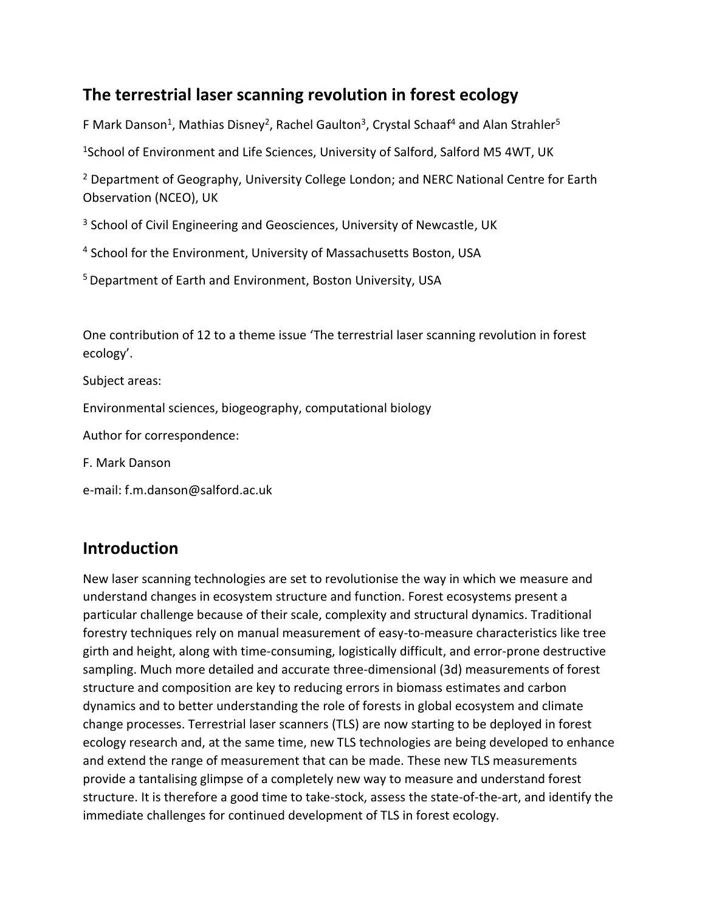# The terrestrial laser scanning revolution in forest ecology

F Mark Danson[1], Mathias Disney[2], Rachel Gaulton[3], Crystal Schaaf[4] and Alan Strahler[5]

[1]School of Environment and Life Sciences, University of Salford, Salford M5 4WT, UK

[2] Department of Geography, University College London; and NERC National Centre for Earth Observation (NCEO), UK

[3] School of Civil Engineering and Geosciences, University of Newcastle, UK

[4] School for the Environment, University of Massachusetts Boston, USA

[5] Department of Earth and Environment, Boston University, USA

One contribution of 12 to a theme issue 'The terrestrial laser scanning revolution in forest ecology'.

Subject areas:

Environmental sciences, biogeography, computational biology

Author for correspondence:

F. Mark Danson

e-mail: f.m.danson@salford.ac.uk

## Introduction

New laser scanning technologies are set to revolutionise the way in which we measure and understand changes in ecosystem structure and function. Forest ecosystems present a particular challenge because of their scale, complexity and structural dynamics. Traditional forestry techniques rely on manual measurement of easy-to-measure characteristics like tree girth and height, along with time-consuming, logistically difficult, and error-prone destructive sampling. Much more detailed and accurate three-dimensional (3d) measurements of forest structure and composition are key to reducing errors in biomass estimates and carbon dynamics and to better understanding the role of forests in global ecosystem and climate change processes. Terrestrial laser scanners (TLS) are now starting to be deployed in forest ecology research and, at the same time, new TLS technologies are being developed to enhance and extend the range of measurement that can be made. These new TLS measurements provide a tantalising glimpse of a completely new way to measure and understand forest structure. It is therefore a good time to take-stock, assess the state-of-the-art, and identify the immediate challenges for continued development of TLS in forest ecology.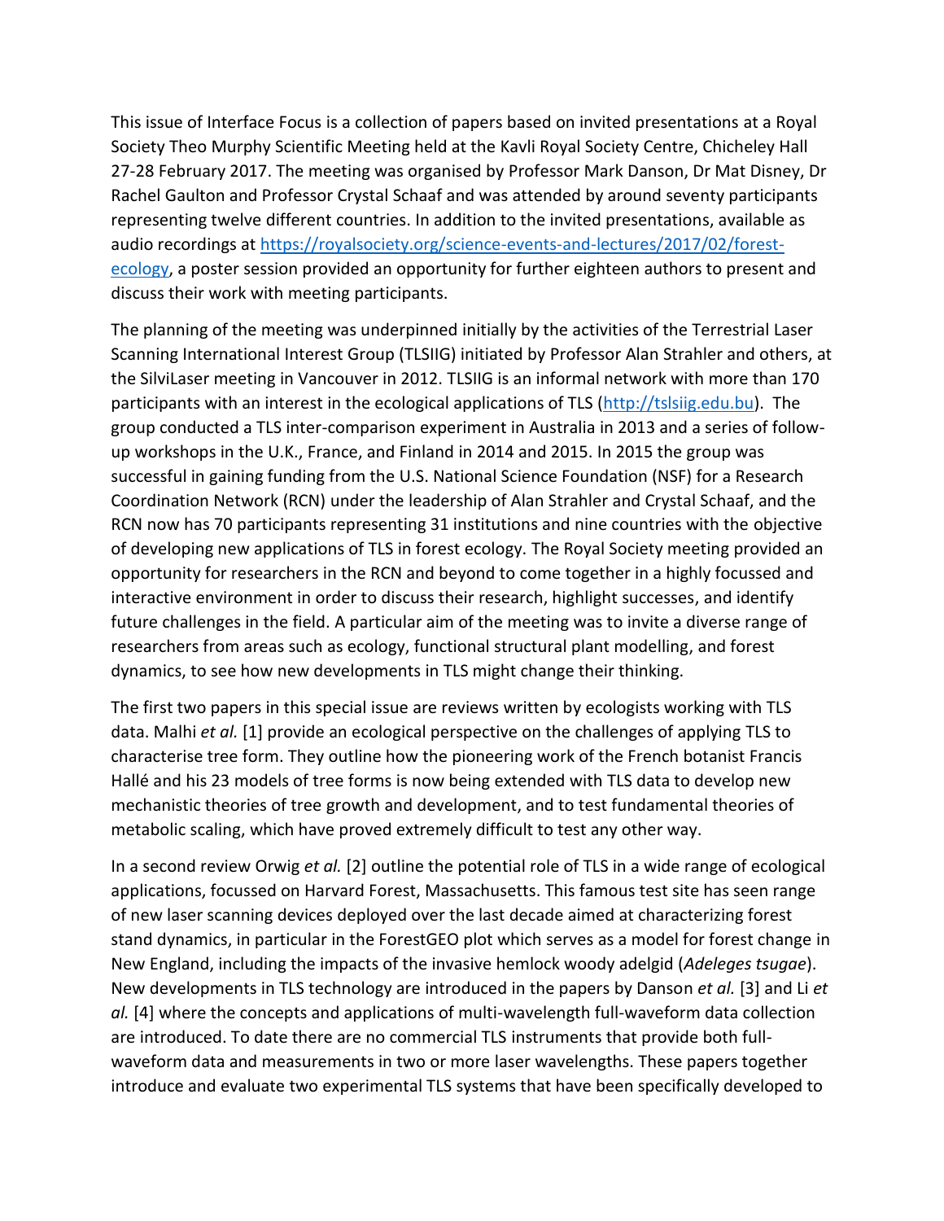This issue of Interface Focus is a collection of papers based on invited presentations at a Royal Society Theo Murphy Scientific Meeting held at the Kavli Royal Society Centre, Chicheley Hall 27-28 February 2017. The meeting was organised by Professor Mark Danson, Dr Mat Disney, Dr Rachel Gaulton and Professor Crystal Schaaf and was attended by around seventy participants representing twelve different countries. In addition to the invited presentations, available as audio recordings at [https://royalsociety.org/science-events-and-lectures/2017/02/forest-ecology](https://royalsociety.org/science-events-and-lectures/2017/02/forest-ecology), a poster session provided an opportunity for further eighteen authors to present and discuss their work with meeting participants.

The planning of the meeting was underpinned initially by the activities of the Terrestrial Laser Scanning International Interest Group (TLSIIG) initiated by Professor Alan Strahler and others, at the SilviLaser meeting in Vancouver in 2012. TLSIIG is an informal network with more than 170 participants with an interest in the ecological applications of TLS ([http://tslsiig.edu.bu](http://tslsiig.edu.bu)). The group conducted a TLS inter-comparison experiment in Australia in 2013 and a series of follow-up workshops in the U.K., France, and Finland in 2014 and 2015. In 2015 the group was successful in gaining funding from the U.S. National Science Foundation (NSF) for a Research Coordination Network (RCN) under the leadership of Alan Strahler and Crystal Schaaf, and the RCN now has 70 participants representing 31 institutions and nine countries with the objective of developing new applications of TLS in forest ecology. The Royal Society meeting provided an opportunity for researchers in the RCN and beyond to come together in a highly focussed and interactive environment in order to discuss their research, highlight successes, and identify future challenges in the field. A particular aim of the meeting was to invite a diverse range of researchers from areas such as ecology, functional structural plant modelling, and forest dynamics, to see how new developments in TLS might change their thinking.

The first two papers in this special issue are reviews written by ecologists working with TLS data. Malhi *et al.* [1] provide an ecological perspective on the challenges of applying TLS to characterise tree form. They outline how the pioneering work of the French botanist Francis Hallé and his 23 models of tree forms is now being extended with TLS data to develop new mechanistic theories of tree growth and development, and to test fundamental theories of metabolic scaling, which have proved extremely difficult to test any other way.

In a second review Orwig *et al.* [2] outline the potential role of TLS in a wide range of ecological applications, focussed on Harvard Forest, Massachusetts. This famous test site has seen range of new laser scanning devices deployed over the last decade aimed at characterizing forest stand dynamics, in particular in the ForestGEO plot which serves as a model for forest change in New England, including the impacts of the invasive hemlock woody adelgid (*Adeleges tsugae*). New developments in TLS technology are introduced in the papers by Danson *et al.* [3] and Li *et al.* [4] where the concepts and applications of multi-wavelength full-waveform data collection are introduced. To date there are no commercial TLS instruments that provide both full-waveform data and measurements in two or more laser wavelengths. These papers together introduce and evaluate two experimental TLS systems that have been specifically developed to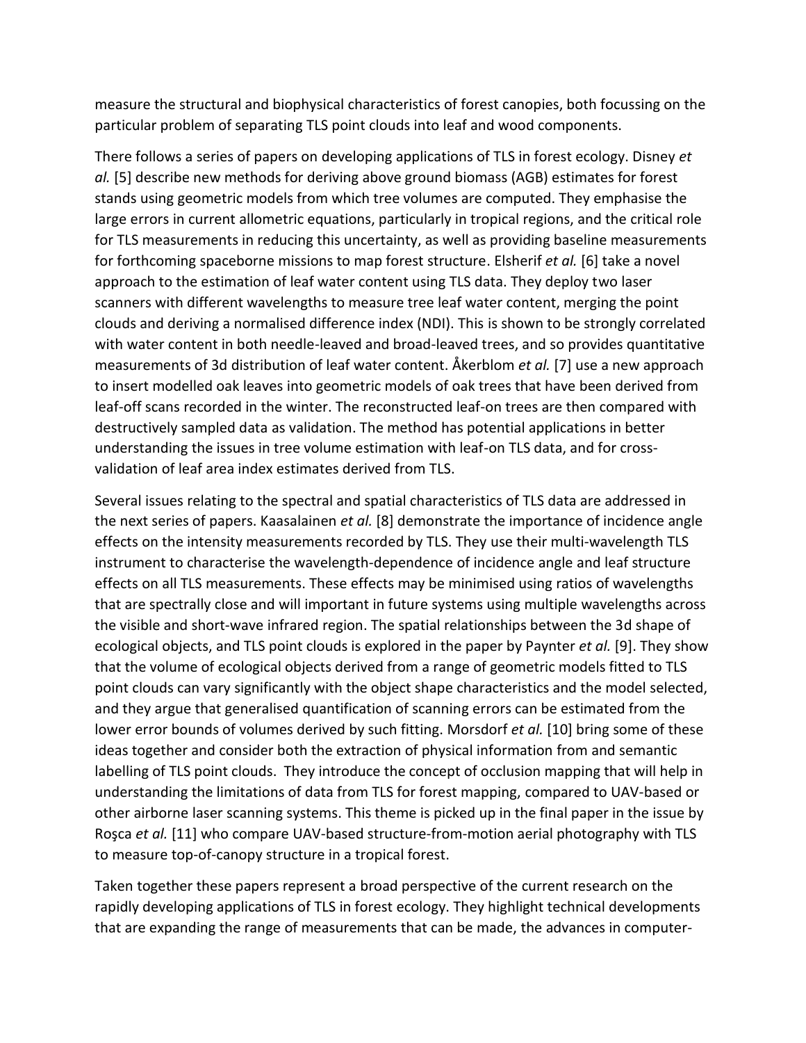measure the structural and biophysical characteristics of forest canopies, both focussing on the particular problem of separating TLS point clouds into leaf and wood components.

There follows a series of papers on developing applications of TLS in forest ecology. Disney *et al.* [5] describe new methods for deriving above ground biomass (AGB) estimates for forest stands using geometric models from which tree volumes are computed. They emphasise the large errors in current allometric equations, particularly in tropical regions, and the critical role for TLS measurements in reducing this uncertainty, as well as providing baseline measurements for forthcoming spaceborne missions to map forest structure. Elsherif *et al.* [6] take a novel approach to the estimation of leaf water content using TLS data. They deploy two laser scanners with different wavelengths to measure tree leaf water content, merging the point clouds and deriving a normalised difference index (NDI). This is shown to be strongly correlated with water content in both needle-leaved and broad-leaved trees, and so provides quantitative measurements of 3d distribution of leaf water content. Åkerblom *et al.* [7] use a new approach to insert modelled oak leaves into geometric models of oak trees that have been derived from leaf-off scans recorded in the winter. The reconstructed leaf-on trees are then compared with destructively sampled data as validation. The method has potential applications in better understanding the issues in tree volume estimation with leaf-on TLS data, and for cross-validation of leaf area index estimates derived from TLS.

Several issues relating to the spectral and spatial characteristics of TLS data are addressed in the next series of papers. Kaasalainen *et al.* [8] demonstrate the importance of incidence angle effects on the intensity measurements recorded by TLS. They use their multi-wavelength TLS instrument to characterise the wavelength-dependence of incidence angle and leaf structure effects on all TLS measurements. These effects may be minimised using ratios of wavelengths that are spectrally close and will important in future systems using multiple wavelengths across the visible and short-wave infrared region. The spatial relationships between the 3d shape of ecological objects, and TLS point clouds is explored in the paper by Paynter *et al.* [9]. They show that the volume of ecological objects derived from a range of geometric models fitted to TLS point clouds can vary significantly with the object shape characteristics and the model selected, and they argue that generalised quantification of scanning errors can be estimated from the lower error bounds of volumes derived by such fitting. Morsdorf *et al.* [10] bring some of these ideas together and consider both the extraction of physical information from and semantic labelling of TLS point clouds. They introduce the concept of occlusion mapping that will help in understanding the limitations of data from TLS for forest mapping, compared to UAV-based or other airborne laser scanning systems. This theme is picked up in the final paper in the issue by Roşca *et al.* [11] who compare UAV-based structure-from-motion aerial photography with TLS to measure top-of-canopy structure in a tropical forest.

Taken together these papers represent a broad perspective of the current research on the rapidly developing applications of TLS in forest ecology. They highlight technical developments that are expanding the range of measurements that can be made, the advances in computer-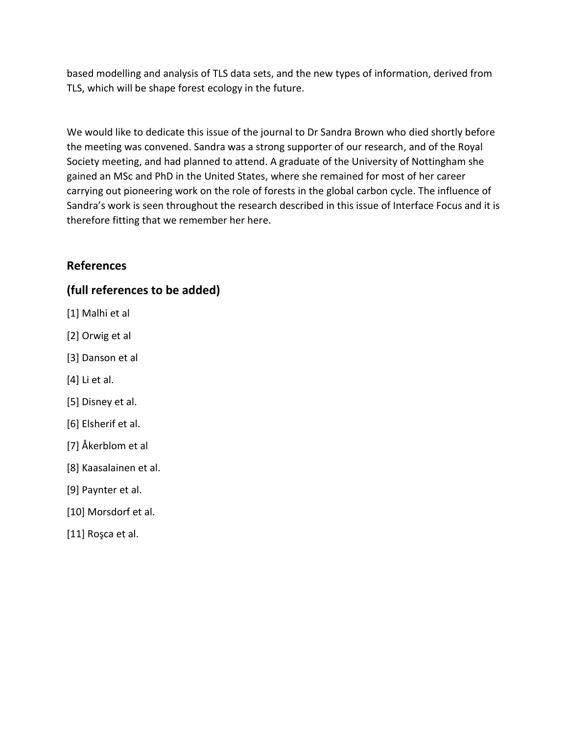based modelling and analysis of TLS data sets, and the new types of information, derived from TLS, which will be shape forest ecology in the future.

We would like to dedicate this issue of the journal to Dr Sandra Brown who died shortly before the meeting was convened. Sandra was a strong supporter of our research, and of the Royal Society meeting, and had planned to attend. A graduate of the University of Nottingham she gained an MSc and PhD in the United States, where she remained for most of her career carrying out pioneering work on the role of forests in the global carbon cycle. The influence of Sandra's work is seen throughout the research described in this issue of Interface Focus and it is therefore fitting that we remember her here.

## References

## (full references to be added)

[1] Malhi et al

[2] Orwig et al

[3] Danson et al

[4] Li et al.

[5] Disney et al.

[6] Elsherif et al.

[7] Åkerblom et al

[8] Kaasalainen et al.

[9] Paynter et al.

[10] Morsdorf et al.

[11] Roşca et al.